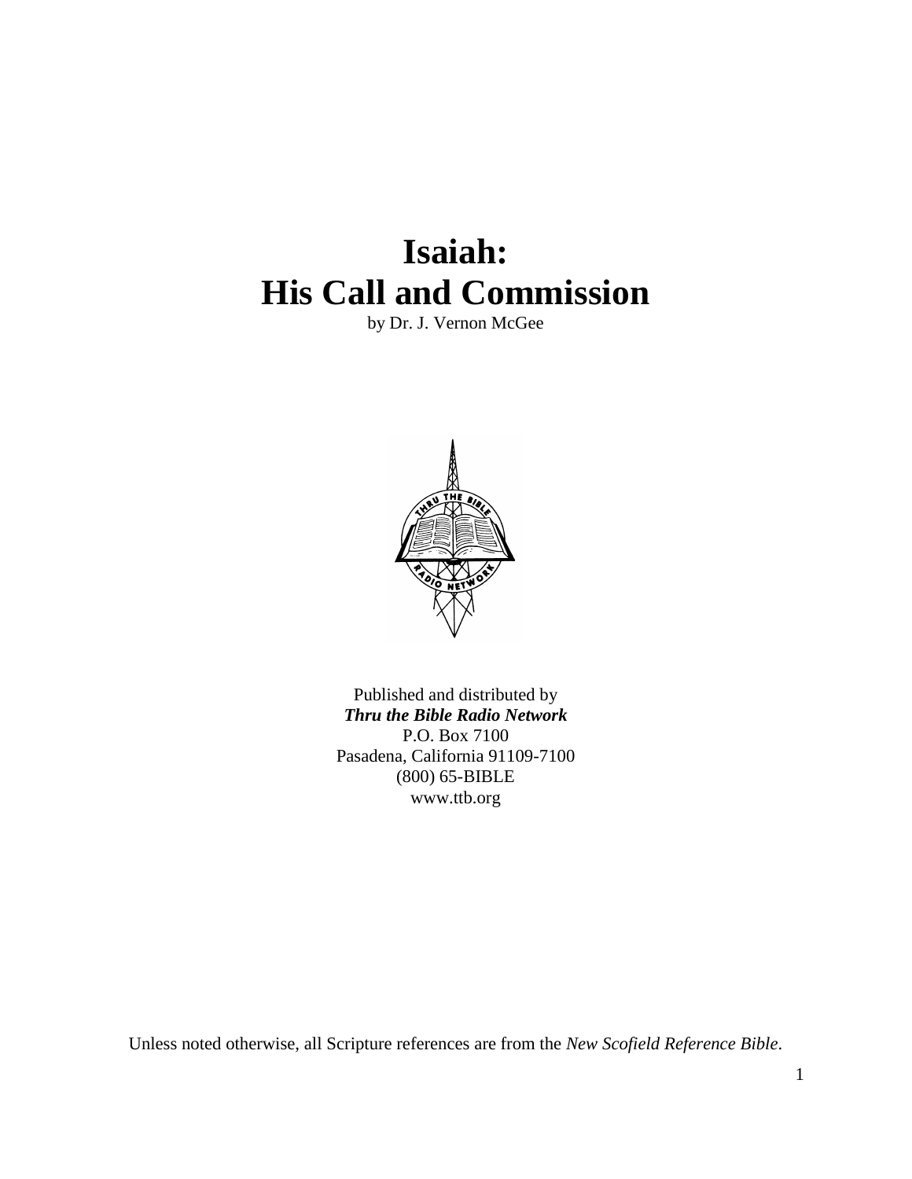# Isaiah:
# His Call and Commission

by Dr. J. Vernon McGee

Published and distributed by
***Thru the Bible Radio Network***
P.O. Box 7100
Pasadena, California 91109-7100
(800) 65-BIBLE
www.ttb.org

Unless noted otherwise, all Scripture references are from the *New Scofield Reference Bible*.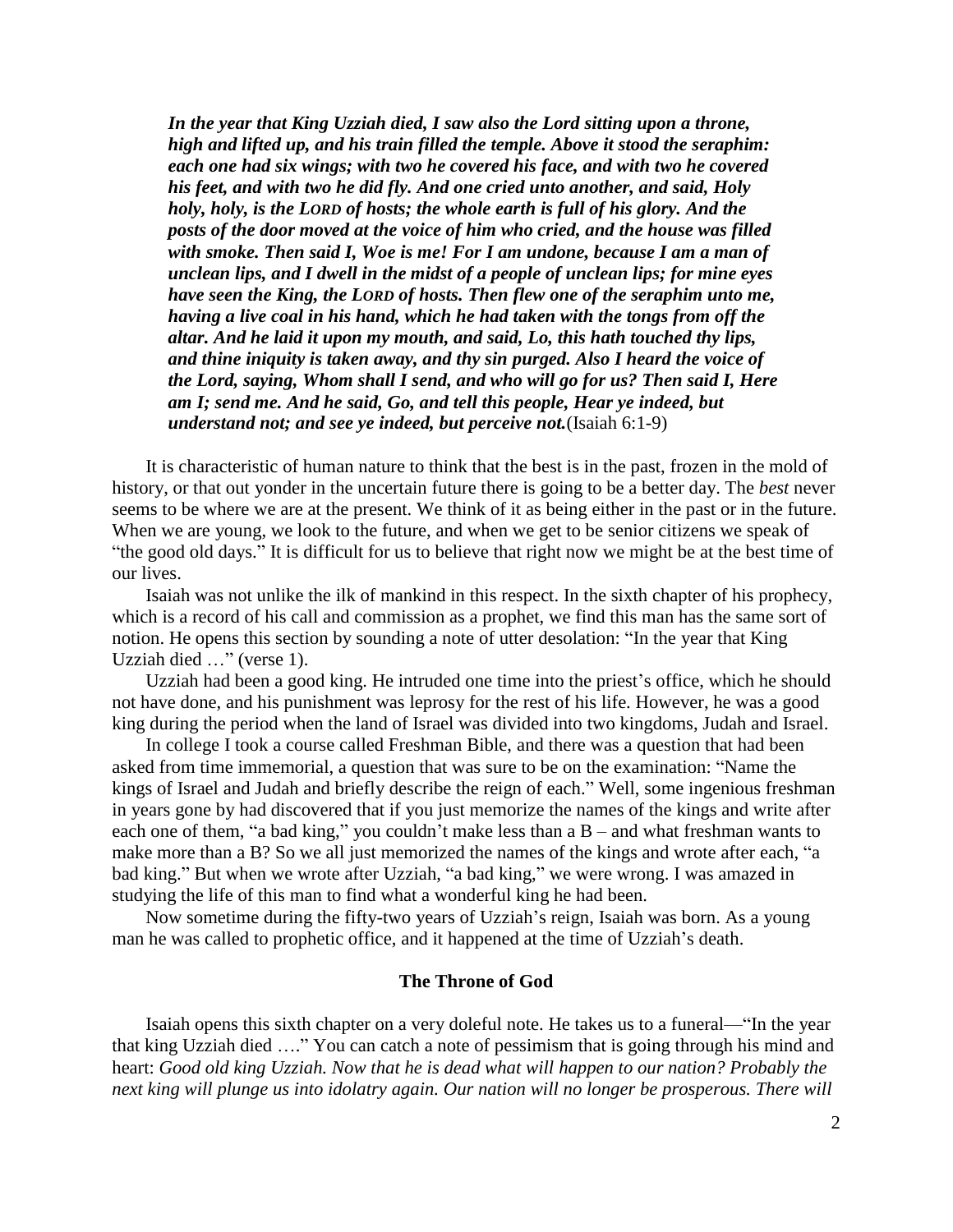***In the year that King Uzziah died, I saw also the Lord sitting upon a throne, high and lifted up, and his train filled the temple. Above it stood the seraphim: each one had six wings; with two he covered his face, and with two he covered his feet, and with two he did fly. And one cried unto another, and said, Holy holy, holy, is the LORD of hosts; the whole earth is full of his glory. And the posts of the door moved at the voice of him who cried, and the house was filled with smoke. Then said I, Woe is me! For I am undone, because I am a man of unclean lips, and I dwell in the midst of a people of unclean lips; for mine eyes have seen the King, the LORD of hosts. Then flew one of the seraphim unto me, having a live coal in his hand, which he had taken with the tongs from off the altar. And he laid it upon my mouth, and said, Lo, this hath touched thy lips, and thine iniquity is taken away, and thy sin purged. Also I heard the voice of the Lord, saying, Whom shall I send, and who will go for us? Then said I, Here am I; send me. And he said, Go, and tell this people, Hear ye indeed, but understand not; and see ye indeed, but perceive not.***(Isaiah 6:1-9)

It is characteristic of human nature to think that the best is in the past, frozen in the mold of history, or that out yonder in the uncertain future there is going to be a better day. The *best* never seems to be where we are at the present. We think of it as being either in the past or in the future. When we are young, we look to the future, and when we get to be senior citizens we speak of "the good old days." It is difficult for us to believe that right now we might be at the best time of our lives.

Isaiah was not unlike the ilk of mankind in this respect. In the sixth chapter of his prophecy, which is a record of his call and commission as a prophet, we find this man has the same sort of notion. He opens this section by sounding a note of utter desolation: "In the year that King Uzziah died …" (verse 1).

Uzziah had been a good king. He intruded one time into the priest's office, which he should not have done, and his punishment was leprosy for the rest of his life. However, he was a good king during the period when the land of Israel was divided into two kingdoms, Judah and Israel.

In college I took a course called Freshman Bible, and there was a question that had been asked from time immemorial, a question that was sure to be on the examination: "Name the kings of Israel and Judah and briefly describe the reign of each." Well, some ingenious freshman in years gone by had discovered that if you just memorize the names of the kings and write after each one of them, "a bad king," you couldn't make less than a B – and what freshman wants to make more than a B? So we all just memorized the names of the kings and wrote after each, "a bad king." But when we wrote after Uzziah, "a bad king," we were wrong. I was amazed in studying the life of this man to find what a wonderful king he had been.

Now sometime during the fifty-two years of Uzziah's reign, Isaiah was born. As a young man he was called to prophetic office, and it happened at the time of Uzziah's death.

## The Throne of God

Isaiah opens this sixth chapter on a very doleful note. He takes us to a funeral—"In the year that king Uzziah died …." You can catch a note of pessimism that is going through his mind and heart: *Good old king Uzziah. Now that he is dead what will happen to our nation? Probably the next king will plunge us into idolatry again. Our nation will no longer be prosperous. There will*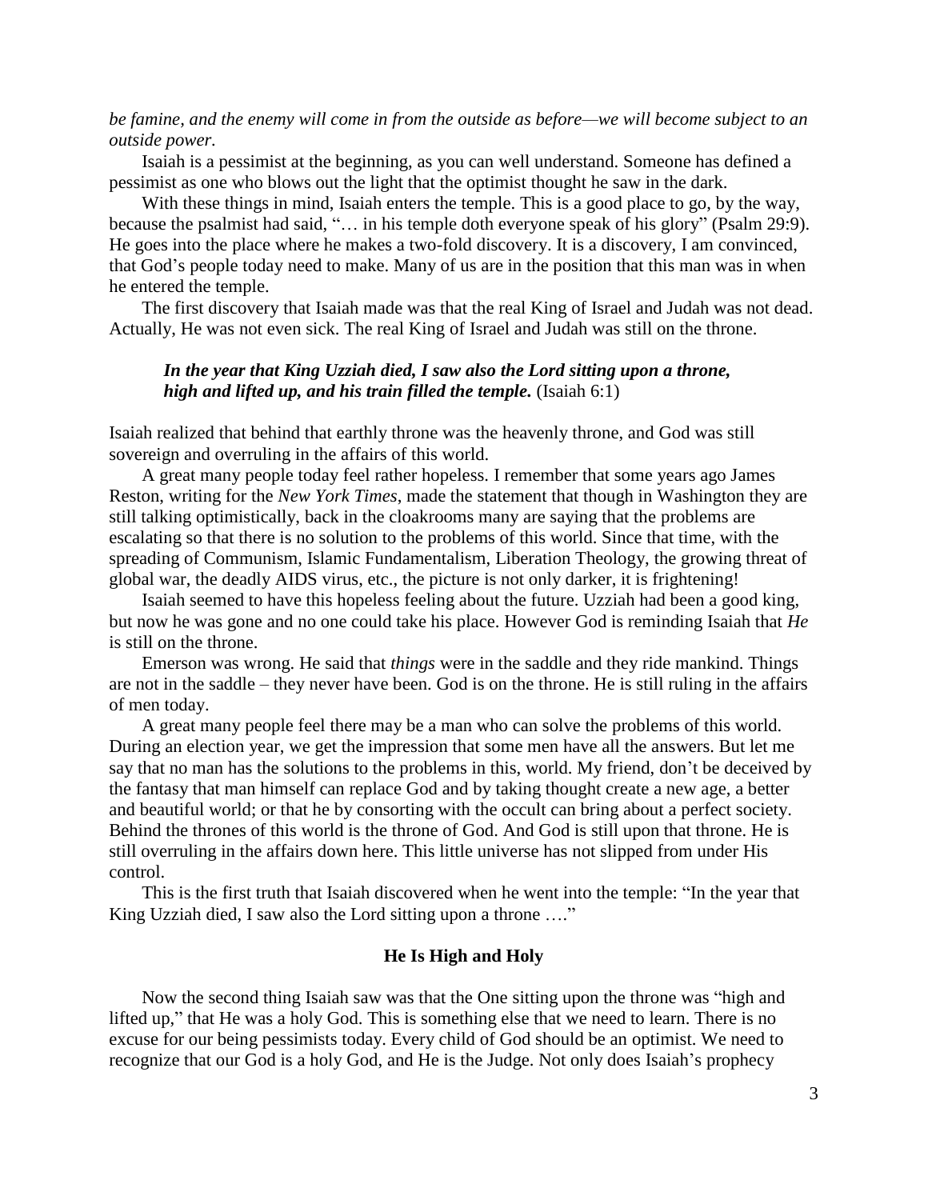*be famine, and the enemy will come in from the outside as before—we will become subject to an outside power.*

Isaiah is a pessimist at the beginning, as you can well understand. Someone has defined a pessimist as one who blows out the light that the optimist thought he saw in the dark.

With these things in mind, Isaiah enters the temple. This is a good place to go, by the way, because the psalmist had said, "… in his temple doth everyone speak of his glory" (Psalm 29:9). He goes into the place where he makes a two-fold discovery. It is a discovery, I am convinced, that God's people today need to make. Many of us are in the position that this man was in when he entered the temple.

The first discovery that Isaiah made was that the real King of Israel and Judah was not dead. Actually, He was not even sick. The real King of Israel and Judah was still on the throne.

> ***In the year that King Uzziah died, I saw also the Lord sitting upon a throne, high and lifted up, and his train filled the temple.*** (Isaiah 6:1)

Isaiah realized that behind that earthly throne was the heavenly throne, and God was still sovereign and overruling in the affairs of this world.

A great many people today feel rather hopeless. I remember that some years ago James Reston, writing for the *New York Times*, made the statement that though in Washington they are still talking optimistically, back in the cloakrooms many are saying that the problems are escalating so that there is no solution to the problems of this world. Since that time, with the spreading of Communism, Islamic Fundamentalism, Liberation Theology, the growing threat of global war, the deadly AIDS virus, etc., the picture is not only darker, it is frightening!

Isaiah seemed to have this hopeless feeling about the future. Uzziah had been a good king, but now he was gone and no one could take his place. However God is reminding Isaiah that *He* is still on the throne.

Emerson was wrong. He said that *things* were in the saddle and they ride mankind. Things are not in the saddle – they never have been. God is on the throne. He is still ruling in the affairs of men today.

A great many people feel there may be a man who can solve the problems of this world. During an election year, we get the impression that some men have all the answers. But let me say that no man has the solutions to the problems in this, world. My friend, don't be deceived by the fantasy that man himself can replace God and by taking thought create a new age, a better and beautiful world; or that he by consorting with the occult can bring about a perfect society. Behind the thrones of this world is the throne of God. And God is still upon that throne. He is still overruling in the affairs down here. This little universe has not slipped from under His control.

This is the first truth that Isaiah discovered when he went into the temple: "In the year that King Uzziah died, I saw also the Lord sitting upon a throne …."

### He Is High and Holy

Now the second thing Isaiah saw was that the One sitting upon the throne was "high and lifted up," that He was a holy God. This is something else that we need to learn. There is no excuse for our being pessimists today. Every child of God should be an optimist. We need to recognize that our God is a holy God, and He is the Judge. Not only does Isaiah's prophecy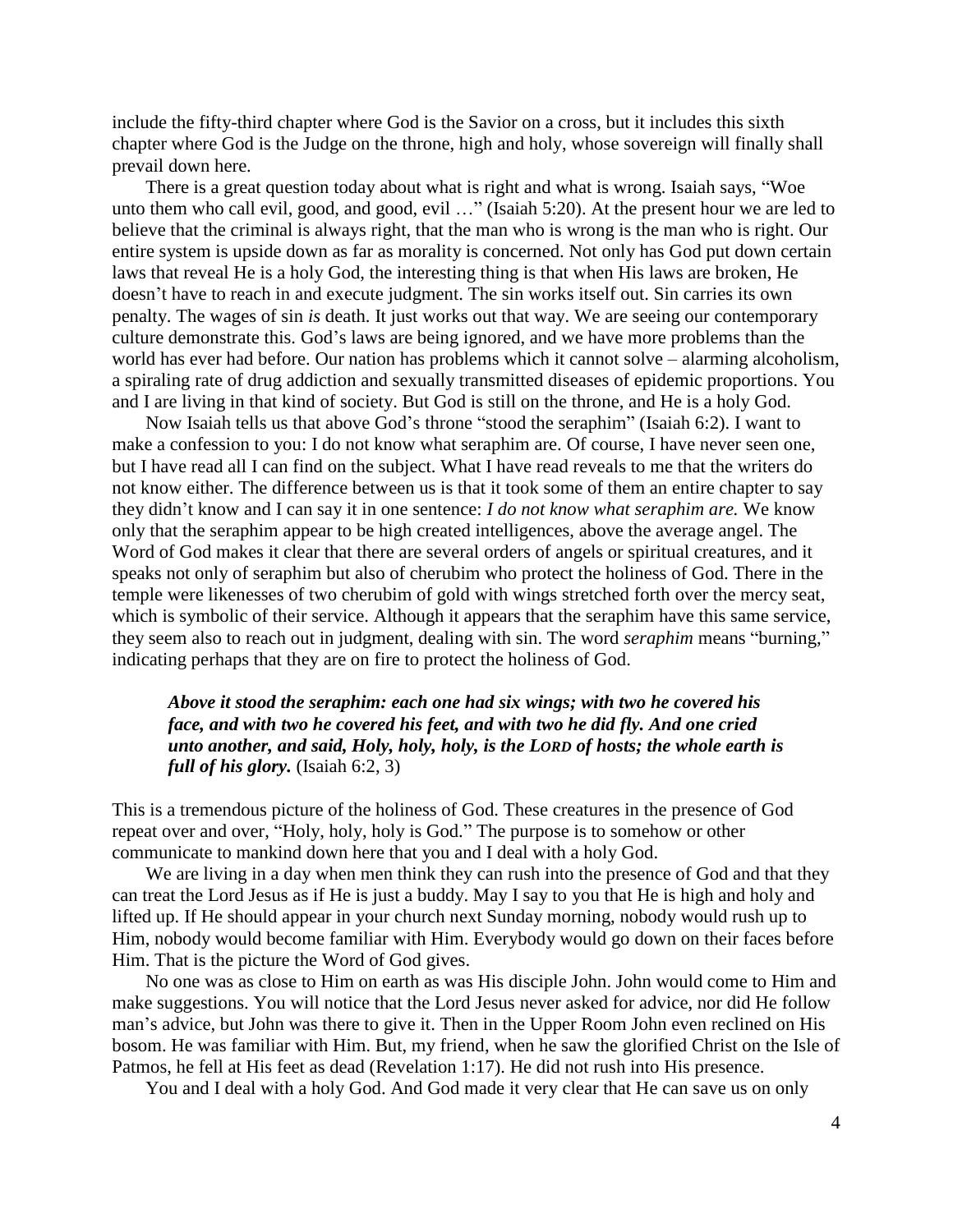include the fifty-third chapter where God is the Savior on a cross, but it includes this sixth chapter where God is the Judge on the throne, high and holy, whose sovereign will finally shall prevail down here.

There is a great question today about what is right and what is wrong. Isaiah says, "Woe unto them who call evil, good, and good, evil …" (Isaiah 5:20). At the present hour we are led to believe that the criminal is always right, that the man who is wrong is the man who is right. Our entire system is upside down as far as morality is concerned. Not only has God put down certain laws that reveal He is a holy God, the interesting thing is that when His laws are broken, He doesn't have to reach in and execute judgment. The sin works itself out. Sin carries its own penalty. The wages of sin *is* death. It just works out that way. We are seeing our contemporary culture demonstrate this. God's laws are being ignored, and we have more problems than the world has ever had before. Our nation has problems which it cannot solve – alarming alcoholism, a spiraling rate of drug addiction and sexually transmitted diseases of epidemic proportions. You and I are living in that kind of society. But God is still on the throne, and He is a holy God.

Now Isaiah tells us that above God's throne "stood the seraphim" (Isaiah 6:2). I want to make a confession to you: I do not know what seraphim are. Of course, I have never seen one, but I have read all I can find on the subject. What I have read reveals to me that the writers do not know either. The difference between us is that it took some of them an entire chapter to say they didn't know and I can say it in one sentence: *I do not know what seraphim are.* We know only that the seraphim appear to be high created intelligences, above the average angel. The Word of God makes it clear that there are several orders of angels or spiritual creatures, and it speaks not only of seraphim but also of cherubim who protect the holiness of God. There in the temple were likenesses of two cherubim of gold with wings stretched forth over the mercy seat, which is symbolic of their service. Although it appears that the seraphim have this same service, they seem also to reach out in judgment, dealing with sin. The word *seraphim* means "burning," indicating perhaps that they are on fire to protect the holiness of God.

> ***Above it stood the seraphim: each one had six wings; with two he covered his face, and with two he covered his feet, and with two he did fly. And one cried unto another, and said, Holy, holy, holy, is the LORD of hosts; the whole earth is full of his glory.*** (Isaiah 6:2, 3)

This is a tremendous picture of the holiness of God. These creatures in the presence of God repeat over and over, "Holy, holy, holy is God." The purpose is to somehow or other communicate to mankind down here that you and I deal with a holy God.

We are living in a day when men think they can rush into the presence of God and that they can treat the Lord Jesus as if He is just a buddy. May I say to you that He is high and holy and lifted up. If He should appear in your church next Sunday morning, nobody would rush up to Him, nobody would become familiar with Him. Everybody would go down on their faces before Him. That is the picture the Word of God gives.

No one was as close to Him on earth as was His disciple John. John would come to Him and make suggestions. You will notice that the Lord Jesus never asked for advice, nor did He follow man's advice, but John was there to give it. Then in the Upper Room John even reclined on His bosom. He was familiar with Him. But, my friend, when he saw the glorified Christ on the Isle of Patmos, he fell at His feet as dead (Revelation 1:17). He did not rush into His presence.

You and I deal with a holy God. And God made it very clear that He can save us on only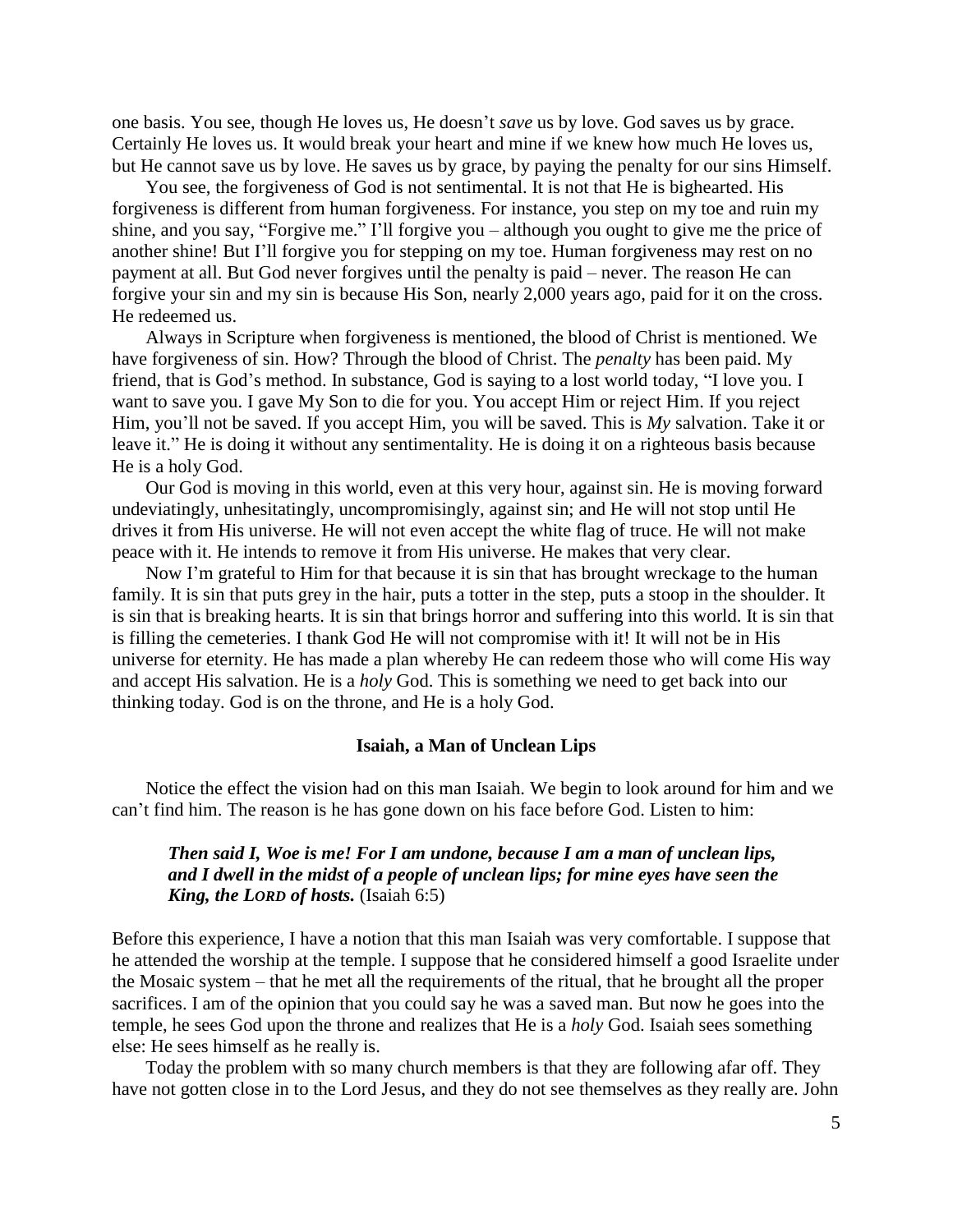one basis. You see, though He loves us, He doesn't *save* us by love. God saves us by grace. Certainly He loves us. It would break your heart and mine if we knew how much He loves us, but He cannot save us by love. He saves us by grace, by paying the penalty for our sins Himself.

You see, the forgiveness of God is not sentimental. It is not that He is bighearted. His forgiveness is different from human forgiveness. For instance, you step on my toe and ruin my shine, and you say, "Forgive me." I'll forgive you – although you ought to give me the price of another shine! But I'll forgive you for stepping on my toe. Human forgiveness may rest on no payment at all. But God never forgives until the penalty is paid – never. The reason He can forgive your sin and my sin is because His Son, nearly 2,000 years ago, paid for it on the cross. He redeemed us.

Always in Scripture when forgiveness is mentioned, the blood of Christ is mentioned. We have forgiveness of sin. How? Through the blood of Christ. The *penalty* has been paid. My friend, that is God's method. In substance, God is saying to a lost world today, "I love you. I want to save you. I gave My Son to die for you. You accept Him or reject Him. If you reject Him, you'll not be saved. If you accept Him, you will be saved. This is *My* salvation. Take it or leave it." He is doing it without any sentimentality. He is doing it on a righteous basis because He is a holy God.

Our God is moving in this world, even at this very hour, against sin. He is moving forward undeviatingly, unhesitatingly, uncompromisingly, against sin; and He will not stop until He drives it from His universe. He will not even accept the white flag of truce. He will not make peace with it. He intends to remove it from His universe. He makes that very clear.

Now I'm grateful to Him for that because it is sin that has brought wreckage to the human family. It is sin that puts grey in the hair, puts a totter in the step, puts a stoop in the shoulder. It is sin that is breaking hearts. It is sin that brings horror and suffering into this world. It is sin that is filling the cemeteries. I thank God He will not compromise with it! It will not be in His universe for eternity. He has made a plan whereby He can redeem those who will come His way and accept His salvation. He is a *holy* God. This is something we need to get back into our thinking today. God is on the throne, and He is a holy God.

### Isaiah, a Man of Unclean Lips

Notice the effect the vision had on this man Isaiah. We begin to look around for him and we can't find him. The reason is he has gone down on his face before God. Listen to him:

> ***Then said I, Woe is me! For I am undone, because I am a man of unclean lips, and I dwell in the midst of a people of unclean lips; for mine eyes have seen the King, the LORD of hosts.*** (Isaiah 6:5)

Before this experience, I have a notion that this man Isaiah was very comfortable. I suppose that he attended the worship at the temple. I suppose that he considered himself a good Israelite under the Mosaic system – that he met all the requirements of the ritual, that he brought all the proper sacrifices. I am of the opinion that you could say he was a saved man. But now he goes into the temple, he sees God upon the throne and realizes that He is a *holy* God. Isaiah sees something else: He sees himself as he really is.

Today the problem with so many church members is that they are following afar off. They have not gotten close in to the Lord Jesus, and they do not see themselves as they really are. John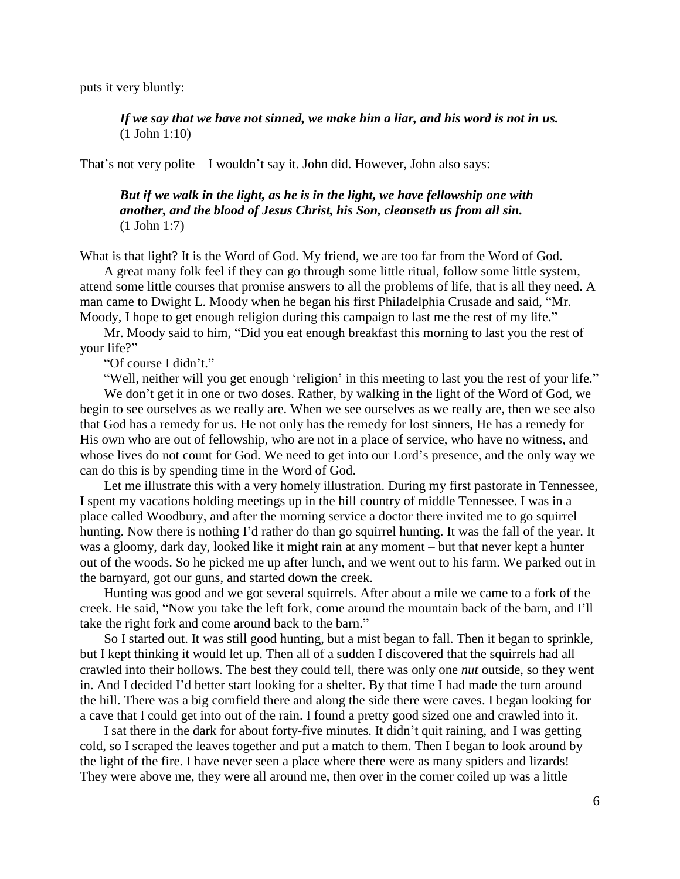puts it very bluntly:

> ***If we say that we have not sinned, we make him a liar, and his word is not in us.*** (1 John 1:10)

That's not very polite – I wouldn't say it. John did. However, John also says:

> ***But if we walk in the light, as he is in the light, we have fellowship one with another, and the blood of Jesus Christ, his Son, cleanseth us from all sin.*** (1 John 1:7)

What is that light? It is the Word of God. My friend, we are too far from the Word of God.

A great many folk feel if they can go through some little ritual, follow some little system, attend some little courses that promise answers to all the problems of life, that is all they need. A man came to Dwight L. Moody when he began his first Philadelphia Crusade and said, "Mr. Moody, I hope to get enough religion during this campaign to last me the rest of my life."

Mr. Moody said to him, "Did you eat enough breakfast this morning to last you the rest of your life?"

"Of course I didn't."

"Well, neither will you get enough 'religion' in this meeting to last you the rest of your life."

We don't get it in one or two doses. Rather, by walking in the light of the Word of God, we begin to see ourselves as we really are. When we see ourselves as we really are, then we see also that God has a remedy for us. He not only has the remedy for lost sinners, He has a remedy for His own who are out of fellowship, who are not in a place of service, who have no witness, and whose lives do not count for God. We need to get into our Lord's presence, and the only way we can do this is by spending time in the Word of God.

Let me illustrate this with a very homely illustration. During my first pastorate in Tennessee, I spent my vacations holding meetings up in the hill country of middle Tennessee. I was in a place called Woodbury, and after the morning service a doctor there invited me to go squirrel hunting. Now there is nothing I'd rather do than go squirrel hunting. It was the fall of the year. It was a gloomy, dark day, looked like it might rain at any moment – but that never kept a hunter out of the woods. So he picked me up after lunch, and we went out to his farm. We parked out in the barnyard, got our guns, and started down the creek.

Hunting was good and we got several squirrels. After about a mile we came to a fork of the creek. He said, "Now you take the left fork, come around the mountain back of the barn, and I'll take the right fork and come around back to the barn."

So I started out. It was still good hunting, but a mist began to fall. Then it began to sprinkle, but I kept thinking it would let up. Then all of a sudden I discovered that the squirrels had all crawled into their hollows. The best they could tell, there was only one *nut* outside, so they went in. And I decided I'd better start looking for a shelter. By that time I had made the turn around the hill. There was a big cornfield there and along the side there were caves. I began looking for a cave that I could get into out of the rain. I found a pretty good sized one and crawled into it.

I sat there in the dark for about forty-five minutes. It didn't quit raining, and I was getting cold, so I scraped the leaves together and put a match to them. Then I began to look around by the light of the fire. I have never seen a place where there were as many spiders and lizards! They were above me, they were all around me, then over in the corner coiled up was a little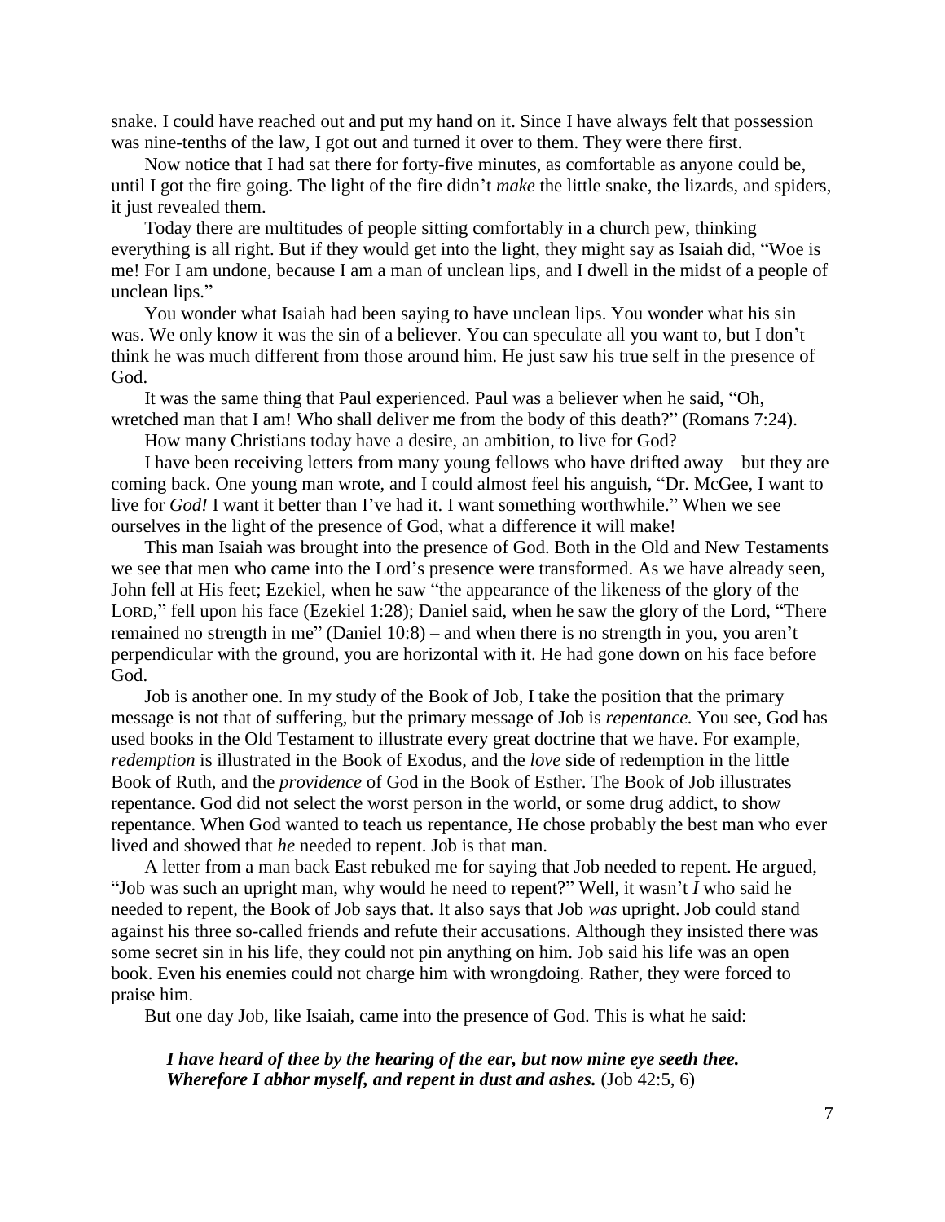snake. I could have reached out and put my hand on it. Since I have always felt that possession was nine-tenths of the law, I got out and turned it over to them. They were there first.

Now notice that I had sat there for forty-five minutes, as comfortable as anyone could be, until I got the fire going. The light of the fire didn't *make* the little snake, the lizards, and spiders, it just revealed them.

Today there are multitudes of people sitting comfortably in a church pew, thinking everything is all right. But if they would get into the light, they might say as Isaiah did, "Woe is me! For I am undone, because I am a man of unclean lips, and I dwell in the midst of a people of unclean lips."

You wonder what Isaiah had been saying to have unclean lips. You wonder what his sin was. We only know it was the sin of a believer. You can speculate all you want to, but I don't think he was much different from those around him. He just saw his true self in the presence of God.

It was the same thing that Paul experienced. Paul was a believer when he said, "Oh, wretched man that I am! Who shall deliver me from the body of this death?" (Romans 7:24).

How many Christians today have a desire, an ambition, to live for God?

I have been receiving letters from many young fellows who have drifted away – but they are coming back. One young man wrote, and I could almost feel his anguish, "Dr. McGee, I want to live for *God!* I want it better than I've had it. I want something worthwhile." When we see ourselves in the light of the presence of God, what a difference it will make!

This man Isaiah was brought into the presence of God. Both in the Old and New Testaments we see that men who came into the Lord's presence were transformed. As we have already seen, John fell at His feet; Ezekiel, when he saw "the appearance of the likeness of the glory of the LORD," fell upon his face (Ezekiel 1:28); Daniel said, when he saw the glory of the Lord, "There remained no strength in me" (Daniel 10:8) – and when there is no strength in you, you aren't perpendicular with the ground, you are horizontal with it. He had gone down on his face before God.

Job is another one. In my study of the Book of Job, I take the position that the primary message is not that of suffering, but the primary message of Job is *repentance.* You see, God has used books in the Old Testament to illustrate every great doctrine that we have. For example, *redemption* is illustrated in the Book of Exodus, and the *love* side of redemption in the little Book of Ruth, and the *providence* of God in the Book of Esther. The Book of Job illustrates repentance. God did not select the worst person in the world, or some drug addict, to show repentance. When God wanted to teach us repentance, He chose probably the best man who ever lived and showed that *he* needed to repent. Job is that man.

A letter from a man back East rebuked me for saying that Job needed to repent. He argued, "Job was such an upright man, why would he need to repent?" Well, it wasn't *I* who said he needed to repent, the Book of Job says that. It also says that Job *was* upright. Job could stand against his three so-called friends and refute their accusations. Although they insisted there was some secret sin in his life, they could not pin anything on him. Job said his life was an open book. Even his enemies could not charge him with wrongdoing. Rather, they were forced to praise him.

But one day Job, like Isaiah, came into the presence of God. This is what he said:

> ***I have heard of thee by the hearing of the ear, but now mine eye seeth thee. Wherefore I abhor myself, and repent in dust and ashes.*** (Job 42:5, 6)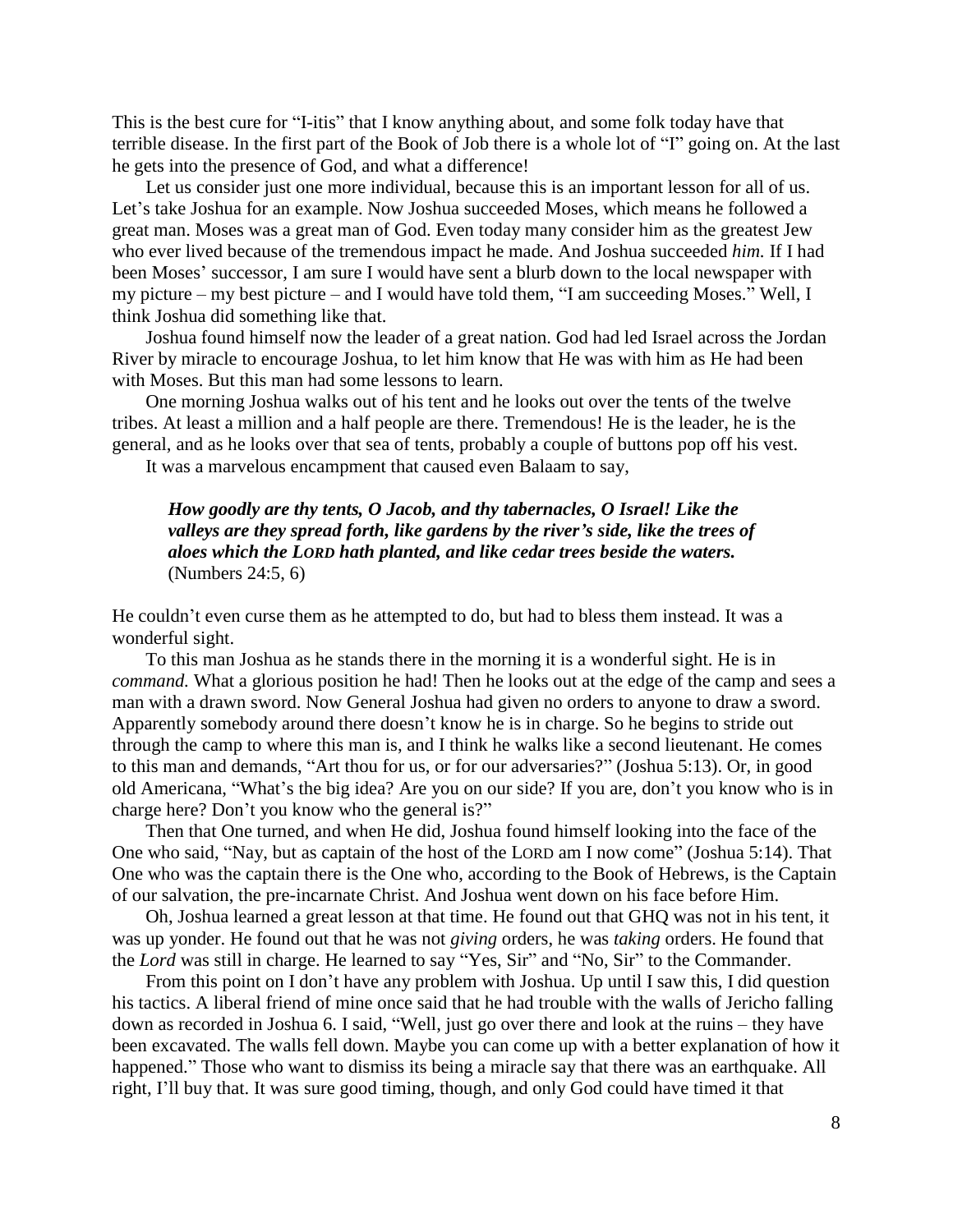This is the best cure for "I-itis" that I know anything about, and some folk today have that terrible disease. In the first part of the Book of Job there is a whole lot of "I" going on. At the last he gets into the presence of God, and what a difference!

Let us consider just one more individual, because this is an important lesson for all of us. Let's take Joshua for an example. Now Joshua succeeded Moses, which means he followed a great man. Moses was a great man of God. Even today many consider him as the greatest Jew who ever lived because of the tremendous impact he made. And Joshua succeeded *him.* If I had been Moses' successor, I am sure I would have sent a blurb down to the local newspaper with my picture – my best picture – and I would have told them, "I am succeeding Moses." Well, I think Joshua did something like that.

Joshua found himself now the leader of a great nation. God had led Israel across the Jordan River by miracle to encourage Joshua, to let him know that He was with him as He had been with Moses. But this man had some lessons to learn.

One morning Joshua walks out of his tent and he looks out over the tents of the twelve tribes. At least a million and a half people are there. Tremendous! He is the leader, he is the general, and as he looks over that sea of tents, probably a couple of buttons pop off his vest.

It was a marvelous encampment that caused even Balaam to say,

> ***How goodly are thy tents, O Jacob, and thy tabernacles, O Israel! Like the valleys are they spread forth, like gardens by the river's side, like the trees of aloes which the LORD hath planted, and like cedar trees beside the waters.*** (Numbers 24:5, 6)

He couldn't even curse them as he attempted to do, but had to bless them instead. It was a wonderful sight.

To this man Joshua as he stands there in the morning it is a wonderful sight. He is in *command.* What a glorious position he had! Then he looks out at the edge of the camp and sees a man with a drawn sword. Now General Joshua had given no orders to anyone to draw a sword. Apparently somebody around there doesn't know he is in charge. So he begins to stride out through the camp to where this man is, and I think he walks like a second lieutenant. He comes to this man and demands, "Art thou for us, or for our adversaries?" (Joshua 5:13). Or, in good old Americana, "What's the big idea? Are you on our side? If you are, don't you know who is in charge here? Don't you know who the general is?"

Then that One turned, and when He did, Joshua found himself looking into the face of the One who said, "Nay, but as captain of the host of the LORD am I now come" (Joshua 5:14). That One who was the captain there is the One who, according to the Book of Hebrews, is the Captain of our salvation, the pre-incarnate Christ. And Joshua went down on his face before Him.

Oh, Joshua learned a great lesson at that time. He found out that GHQ was not in his tent, it was up yonder. He found out that he was not *giving* orders, he was *taking* orders. He found that the *Lord* was still in charge. He learned to say "Yes, Sir" and "No, Sir" to the Commander.

From this point on I don't have any problem with Joshua. Up until I saw this, I did question his tactics. A liberal friend of mine once said that he had trouble with the walls of Jericho falling down as recorded in Joshua 6. I said, "Well, just go over there and look at the ruins – they have been excavated. The walls fell down. Maybe you can come up with a better explanation of how it happened." Those who want to dismiss its being a miracle say that there was an earthquake. All right, I'll buy that. It was sure good timing, though, and only God could have timed it that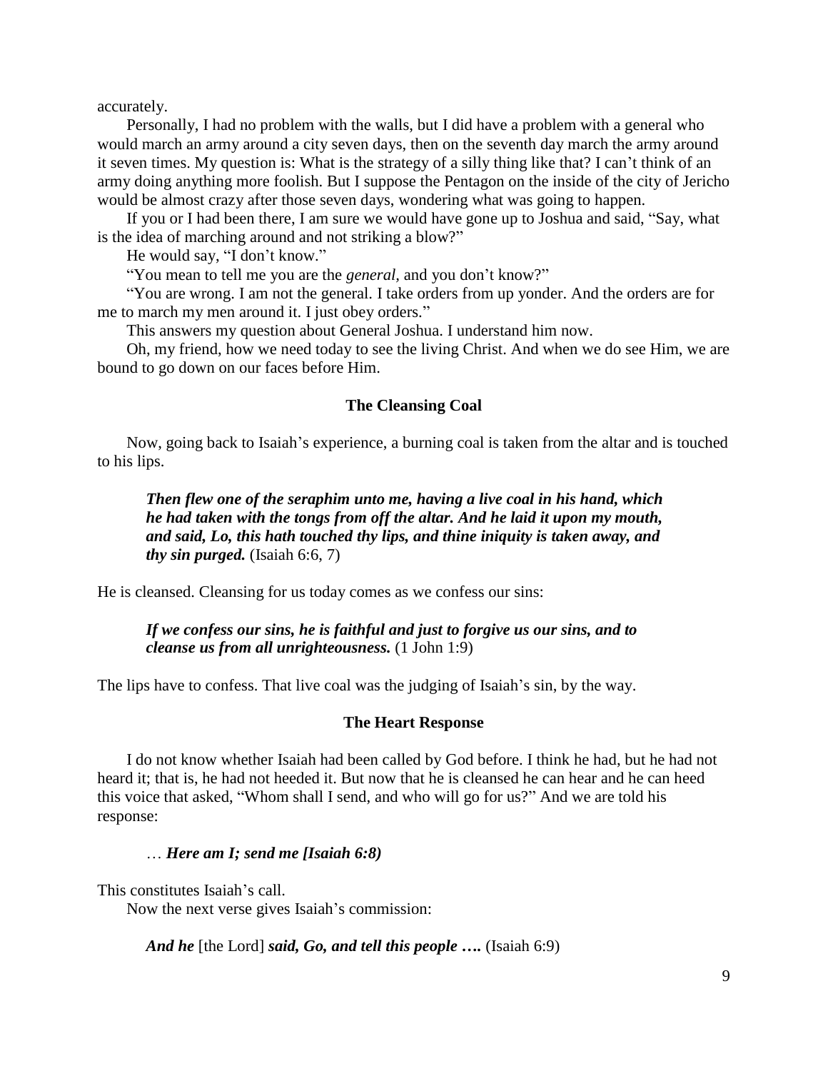accurately.

Personally, I had no problem with the walls, but I did have a problem with a general who would march an army around a city seven days, then on the seventh day march the army around it seven times. My question is: What is the strategy of a silly thing like that? I can't think of an army doing anything more foolish. But I suppose the Pentagon on the inside of the city of Jericho would be almost crazy after those seven days, wondering what was going to happen.

If you or I had been there, I am sure we would have gone up to Joshua and said, "Say, what is the idea of marching around and not striking a blow?"

He would say, "I don't know."

"You mean to tell me you are the *general*, and you don't know?"

"You are wrong. I am not the general. I take orders from up yonder. And the orders are for me to march my men around it. I just obey orders."

This answers my question about General Joshua. I understand him now.

Oh, my friend, how we need today to see the living Christ. And when we do see Him, we are bound to go down on our faces before Him.

### The Cleansing Coal

Now, going back to Isaiah's experience, a burning coal is taken from the altar and is touched to his lips.

> ***Then flew one of the seraphim unto me, having a live coal in his hand, which he had taken with the tongs from off the altar. And he laid it upon my mouth, and said, Lo, this hath touched thy lips, and thine iniquity is taken away, and thy sin purged.*** (Isaiah 6:6, 7)

He is cleansed. Cleansing for us today comes as we confess our sins:

> ***If we confess our sins, he is faithful and just to forgive us our sins, and to cleanse us from all unrighteousness.*** (1 John 1:9)

The lips have to confess. That live coal was the judging of Isaiah's sin, by the way.

### The Heart Response

I do not know whether Isaiah had been called by God before. I think he had, but he had not heard it; that is, he had not heeded it. But now that he is cleansed he can hear and he can heed this voice that asked, "Whom shall I send, and who will go for us?" And we are told his response:

> … ***Here am I; send me [Isaiah 6:8)***

This constitutes Isaiah's call.

Now the next verse gives Isaiah's commission:

> ***And he*** [the Lord] ***said, Go, and tell this people ….*** (Isaiah 6:9)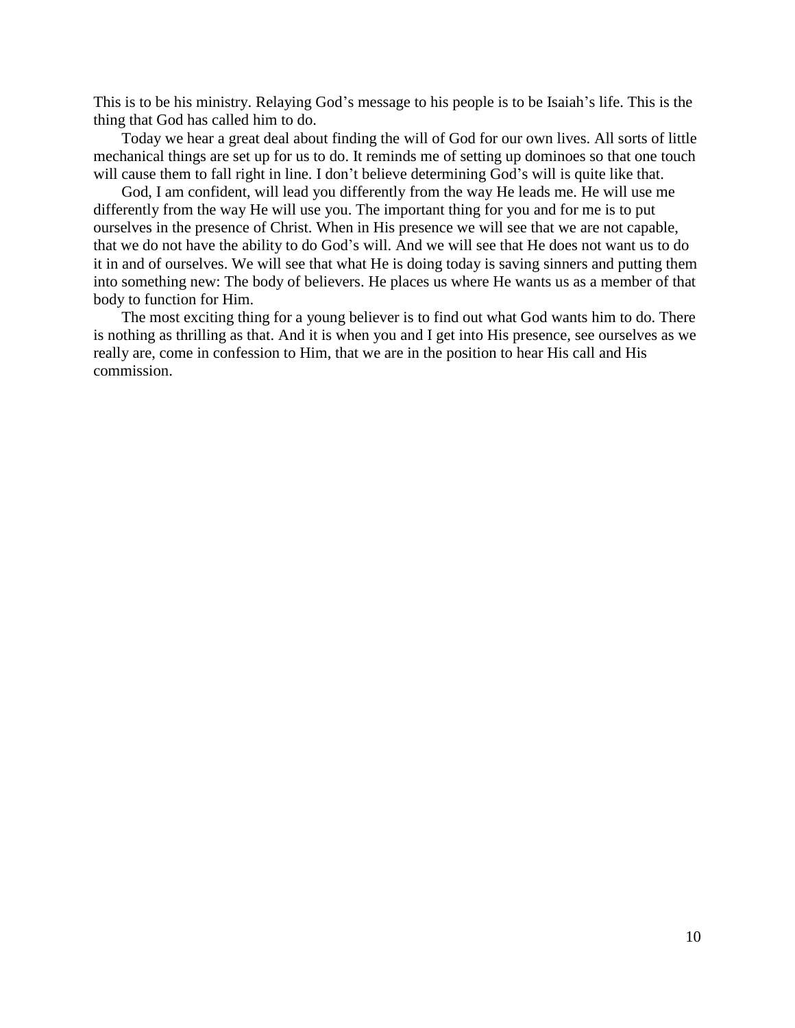This is to be his ministry. Relaying God's message to his people is to be Isaiah's life. This is the thing that God has called him to do.

Today we hear a great deal about finding the will of God for our own lives. All sorts of little mechanical things are set up for us to do. It reminds me of setting up dominoes so that one touch will cause them to fall right in line. I don't believe determining God's will is quite like that.

God, I am confident, will lead you differently from the way He leads me. He will use me differently from the way He will use you. The important thing for you and for me is to put ourselves in the presence of Christ. When in His presence we will see that we are not capable, that we do not have the ability to do God's will. And we will see that He does not want us to do it in and of ourselves. We will see that what He is doing today is saving sinners and putting them into something new: The body of believers. He places us where He wants us as a member of that body to function for Him.

The most exciting thing for a young believer is to find out what God wants him to do. There is nothing as thrilling as that. And it is when you and I get into His presence, see ourselves as we really are, come in confession to Him, that we are in the position to hear His call and His commission.